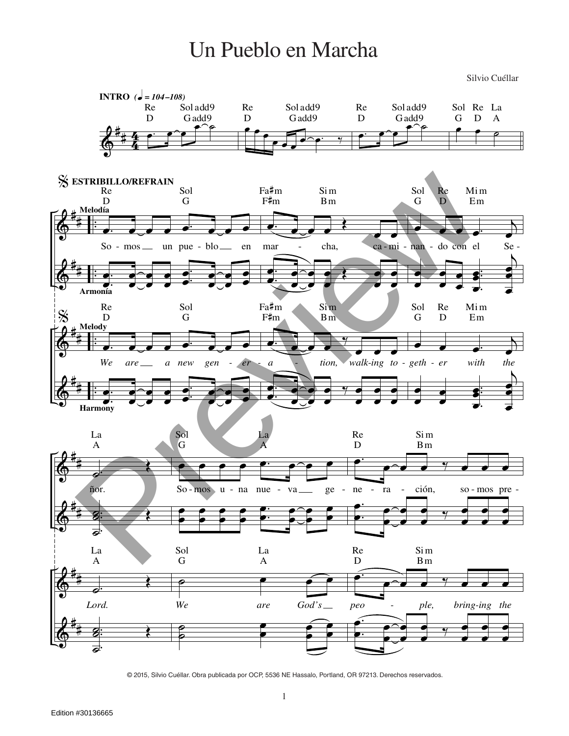# Un Pueblo en Marcha

Silvio Cuéllar

**INTRO** (♩ = 104–108)

Re D | Sol add9 Gadd9 | Re D | Sol add9 Gadd9 | Re D | Sol add9 Gadd9 | Sol G | Re D | La A

**ESTRIBILLO/REFRAIN**

Re D | Sol G | Fa♯m F♯m | Si m Bm | Sol G | Re D | Mi m Em

Melodía

So - mos un pue - blo en mar - cha, ca - mi - nan - do con el Se -

Armonía

Melody

*We are a new gen - er - a - tion, walk-ing to - geth - er with the*

Harmony

La A | Sol G | La A | Re D | Si m Bm

ñor. So - mos u - na nue - va ge - ne - ra - ción, so - mos pre -

La A | Sol G | La A | Re D | Si m Bm

*Lord. We are God's peo - ple, bring-ing the*

© 2015, Silvio Cuéllar. Obra publicada por OCP, 5536 NE Hassalo, Portland, OR 97213. Derechos reservados.

Edition #30136665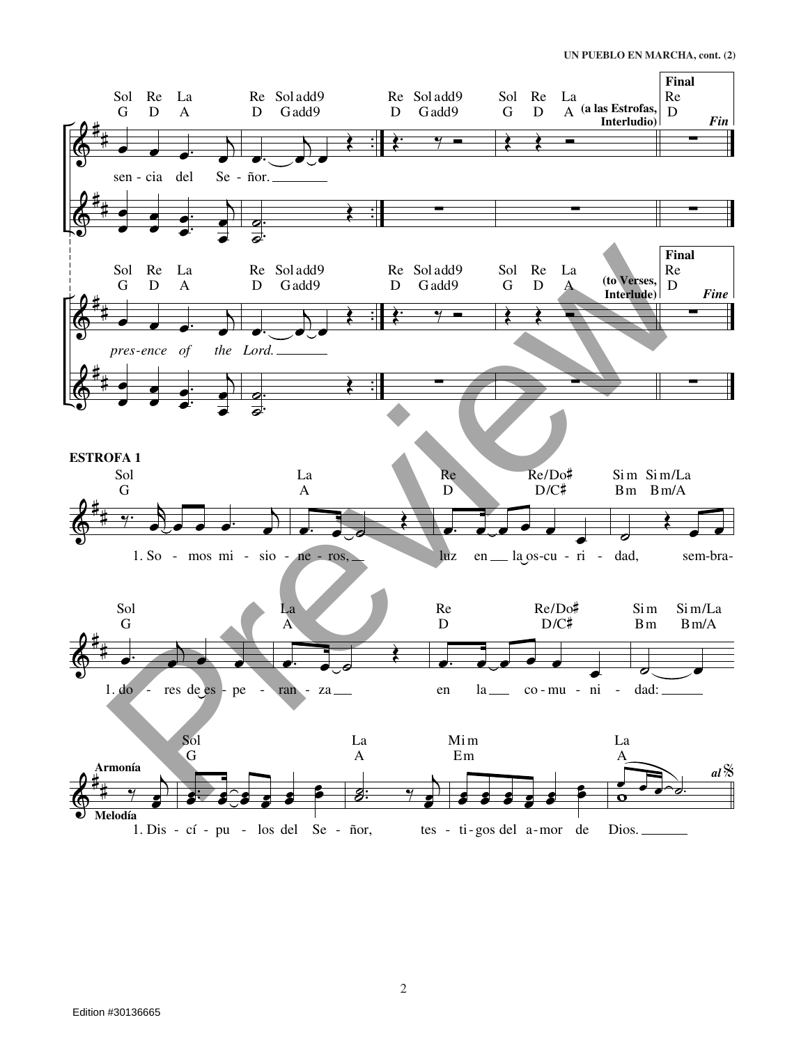**ESTROFA 1**

Sol Re La Re Sol add9 Re Sol add9 Sol Re La (a las Estrofas, Interludio) Final Re — *Fin*

G D A D Gadd9 D Gadd9 G D A D

sen - cia del Se - ñor.

Sol Re La Re Sol add9 Re Sol add9 Sol Re La (to Verses, Interlude) Final Re — *Fine*

G D A D Gadd9 D Gadd9 G D A D

*pres-ence of the Lord.*

Sol La Re Re/Do♯ Si m Si m/La

G A D D/C♯ Bm Bm/A

1. So - mos mi - sio - ne - ros, luz en la os-cu - ri - dad, sem-bra-

Sol La Re Re/Do♯ Si m Si m/La

G A D D/C♯ Bm Bm/A

1. do - res de es - pe - ran - za en la co - mu - ni - dad:

Armonía / Melodía

Sol La Mi m La

G A Em A

1. Dis - cí - pu - los del Se - ñor, tes - ti - gos del a - mor de Dios.

al 𝄋

Edition #30136665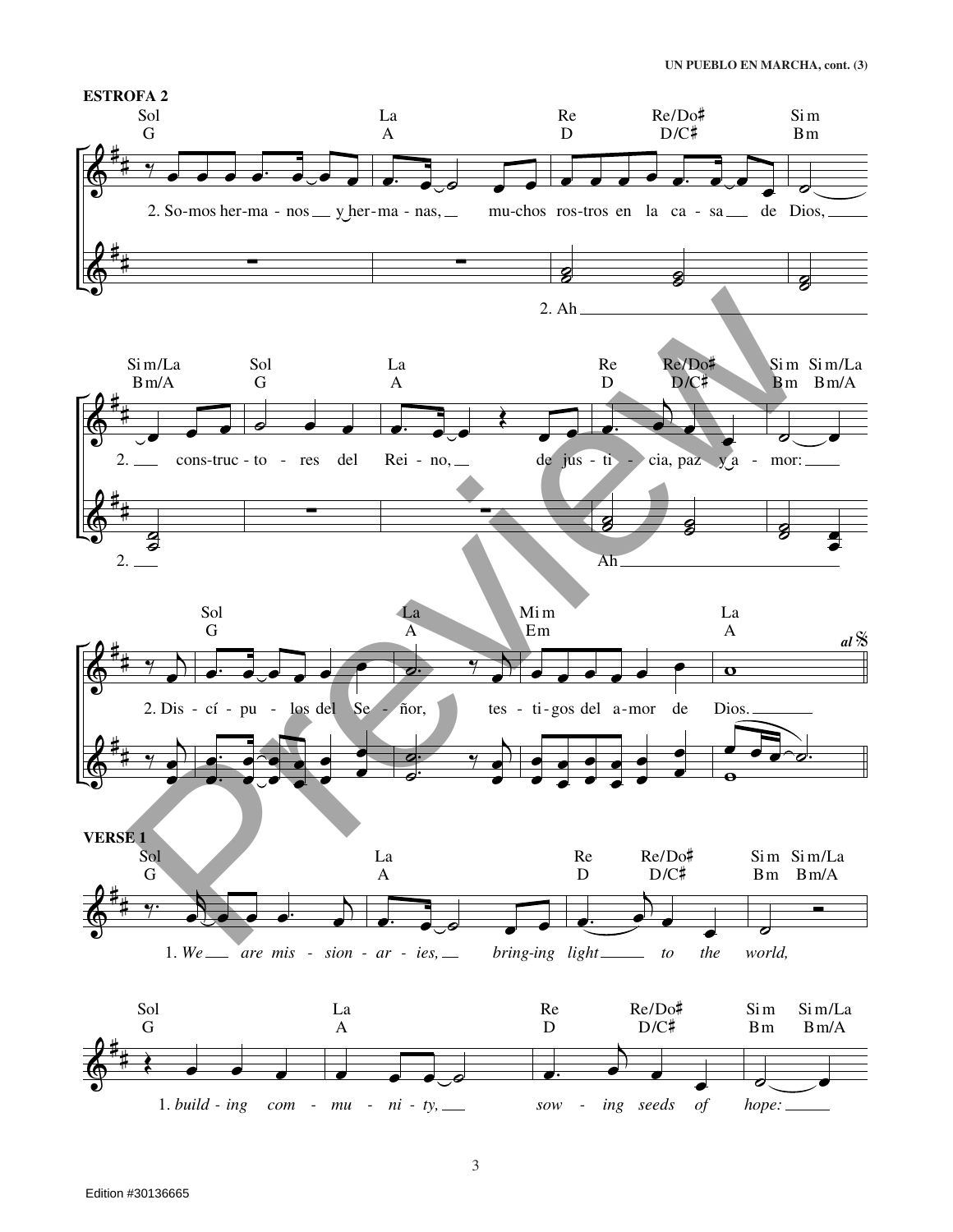## ESTROFA 2

Sol / G — La / A — Re / D — Re/Do♯ / D/C♯ — Si m / Bm

2. So-mos her-ma - nos y her-ma - nas, mu-chos ros-tros en la ca - sa de Dios,

2. Ah

Si m/La / Bm/A — Sol / G — La / A — Re / D — Re/Do♯ / D/C♯ — Si m / Bm — Si m/La / Bm/A

2. cons-truc - to - res del Rei - no, de jus - ti - cia, paz y a - mor:

2. Ah

Sol / G — La / A — Mi m / Em — La / A

2. Dis - cí - pu - los del Se - ñor, tes - ti-gos del a-mor de Dios.

*al* 𝄋

## VERSE 1

Sol / G — La / A — Re / D — Re/Do♯ / D/C♯ — Si m / Bm — Si m/La / Bm/A

1. *We are mis - sion - ar - ies, bring-ing light to the world,*

Sol / G — La / A — Re / D — Re/Do♯ / D/C♯ — Si m / Bm — Si m/La / Bm/A

1. *build - ing com - mu - ni - ty, sow - ing seeds of hope:*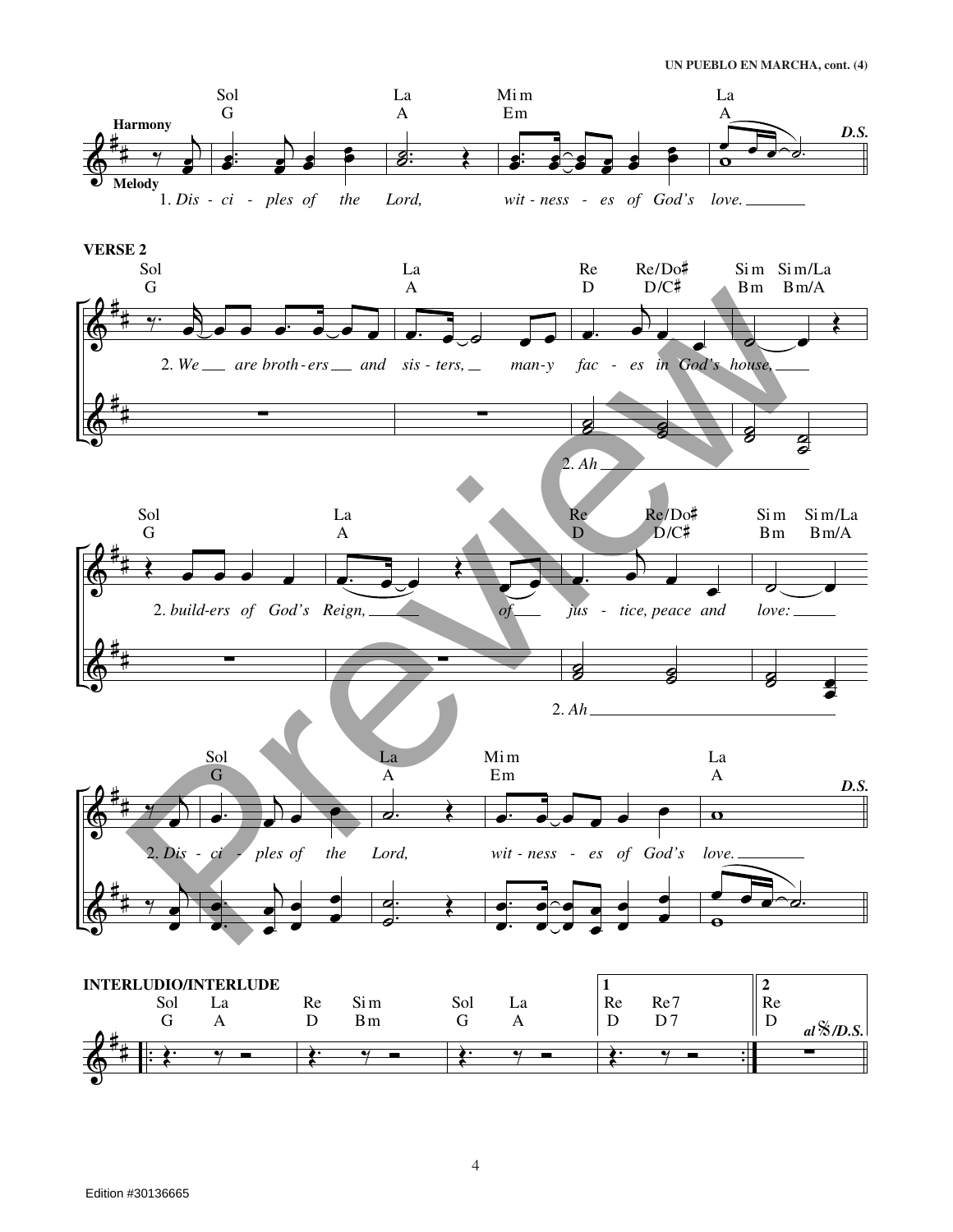Harmony

Melody

Sol G | La A | Mi m Em | La A

1. Dis - ci - ples of the Lord, wit - ness - es of God's love.

*D.S.*

**VERSE 2**

Sol G | La A | Re D | Re/Do♯ D/C♯ | Si m Bm | Si m/La Bm/A

2. We are broth - ers and sis - ters, many fac - es in God's house,

2. Ah

Sol G | La A | Re D | Re/Do♯ D/C♯ | Si m Bm | Si m/La Bm/A

2. build - ers of God's Reign, of jus - tice, peace and love:

2. Ah

Sol G | La A | Mi m Em | La A

2. Dis - ci - ples of the Lord, wit - ness - es of God's love.

*D.S.*

**INTERLUDIO/INTERLUDE**

Sol G | La A | Re D | Si m Bm | Sol G | La A | 1 Re D | Re7 D7 | 2 Re D

*al 𝄋/D.S.*

Edition #30136665